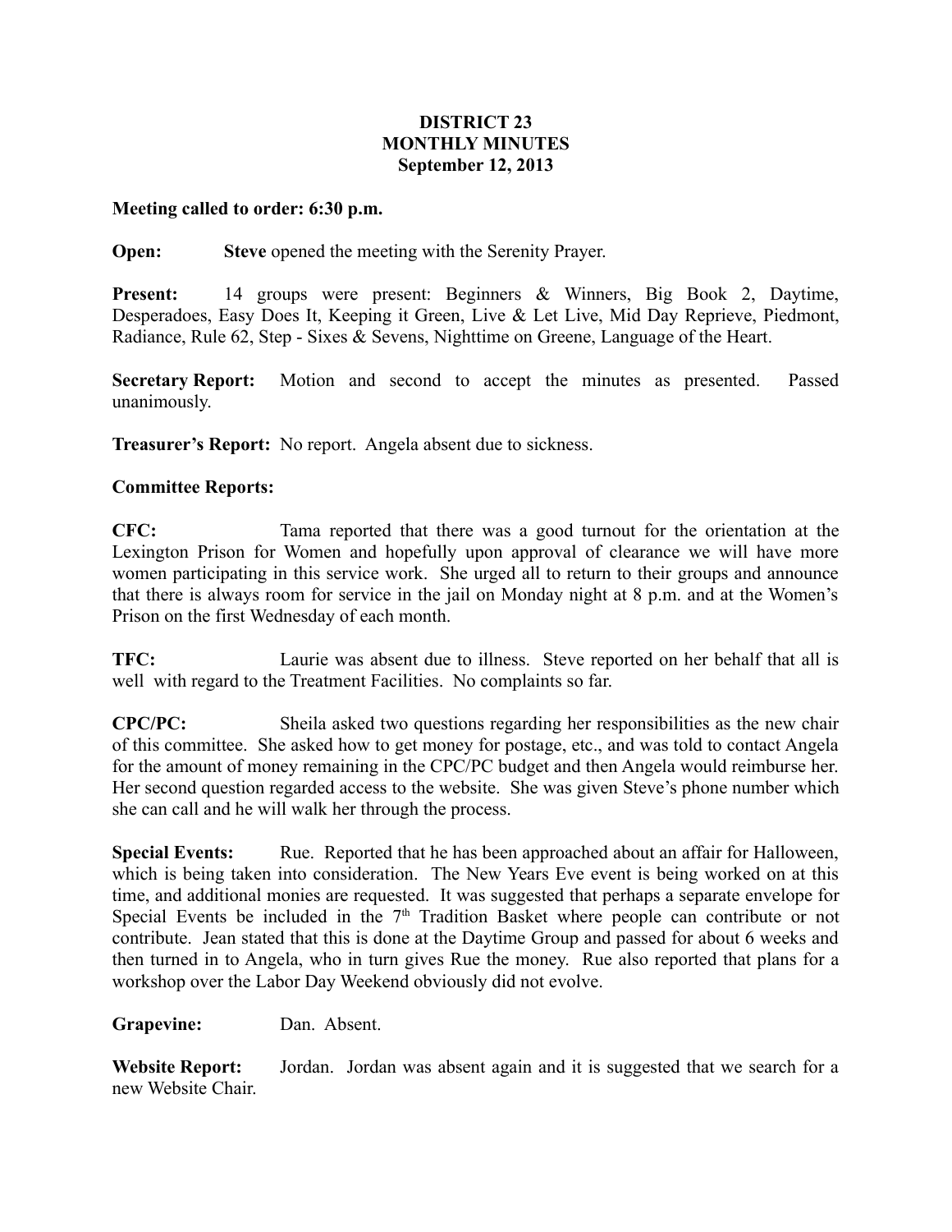# DISTRICT 23
# MONTHLY MINUTES
## September 12, 2013

**Meeting called to order: 6:30 p.m.**

**Open:** **Steve** opened the meeting with the Serenity Prayer.

**Present:** 14 groups were present: Beginners & Winners, Big Book 2, Daytime, Desperadoes, Easy Does It, Keeping it Green, Live & Let Live, Mid Day Reprieve, Piedmont, Radiance, Rule 62, Step - Sixes & Sevens, Nighttime on Greene, Language of the Heart.

**Secretary Report:** Motion and second to accept the minutes as presented. Passed unanimously.

**Treasurer's Report:** No report. Angela absent due to sickness.

**Committee Reports:**

**CFC:** Tama reported that there was a good turnout for the orientation at the Lexington Prison for Women and hopefully upon approval of clearance we will have more women participating in this service work. She urged all to return to their groups and announce that there is always room for service in the jail on Monday night at 8 p.m. and at the Women's Prison on the first Wednesday of each month.

**TFC:** Laurie was absent due to illness. Steve reported on her behalf that all is well with regard to the Treatment Facilities. No complaints so far.

**CPC/PC:** Sheila asked two questions regarding her responsibilities as the new chair of this committee. She asked how to get money for postage, etc., and was told to contact Angela for the amount of money remaining in the CPC/PC budget and then Angela would reimburse her. Her second question regarded access to the website. She was given Steve's phone number which she can call and he will walk her through the process.

**Special Events:** Rue. Reported that he has been approached about an affair for Halloween, which is being taken into consideration. The New Years Eve event is being worked on at this time, and additional monies are requested. It was suggested that perhaps a separate envelope for Special Events be included in the 7th Tradition Basket where people can contribute or not contribute. Jean stated that this is done at the Daytime Group and passed for about 6 weeks and then turned in to Angela, who in turn gives Rue the money. Rue also reported that plans for a workshop over the Labor Day Weekend obviously did not evolve.

**Grapevine:** Dan. Absent.

**Website Report:** Jordan. Jordan was absent again and it is suggested that we search for a new Website Chair.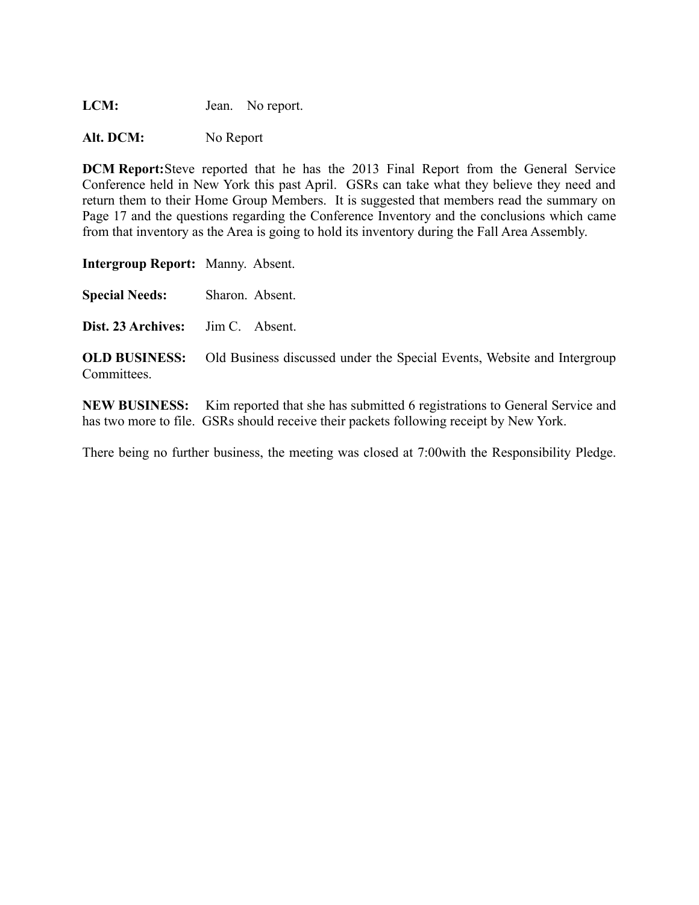**LCM:** Jean. No report.

**Alt. DCM:** No Report

**DCM Report:** Steve reported that he has the 2013 Final Report from the General Service Conference held in New York this past April. GSRs can take what they believe they need and return them to their Home Group Members. It is suggested that members read the summary on Page 17 and the questions regarding the Conference Inventory and the conclusions which came from that inventory as the Area is going to hold its inventory during the Fall Area Assembly.

**Intergroup Report:** Manny. Absent.

**Special Needs:** Sharon. Absent.

**Dist. 23 Archives:** Jim C. Absent.

**OLD BUSINESS:** Old Business discussed under the Special Events, Website and Intergroup Committees.

**NEW BUSINESS:** Kim reported that she has submitted 6 registrations to General Service and has two more to file. GSRs should receive their packets following receipt by New York.

There being no further business, the meeting was closed at 7:00with the Responsibility Pledge.